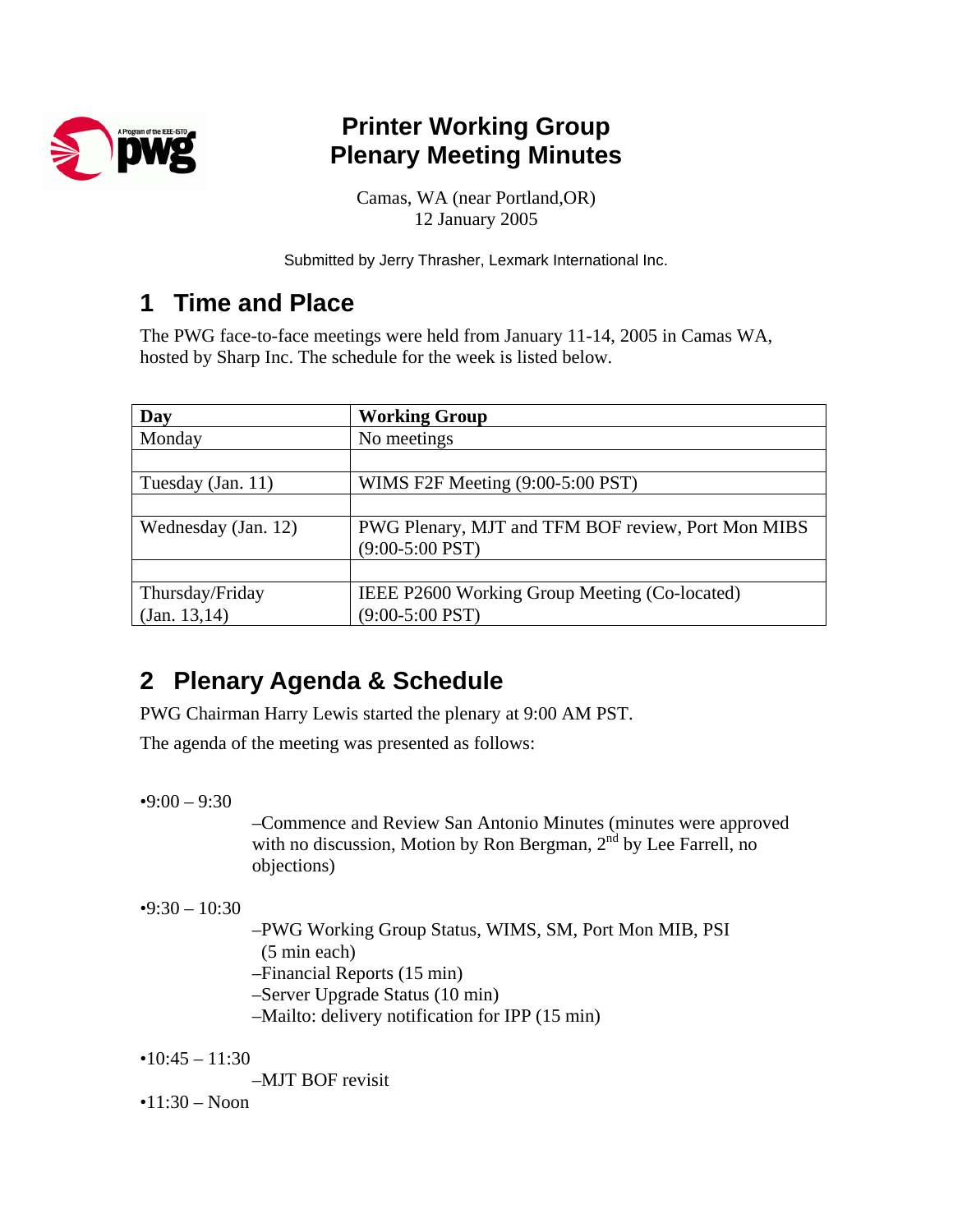# Printer Working Group
# Plenary Meeting Minutes

Camas, WA (near Portland,OR)
12 January 2005

Submitted by Jerry Thrasher, Lexmark International Inc.

## 1 Time and Place

The PWG face-to-face meetings were held from January 11-14, 2005 in Camas WA, hosted by Sharp Inc. The schedule for the week is listed below.

| Day | Working Group |
|---|---|
| Monday | No meetings |
| | |
| Tuesday (Jan. 11) | WIMS F2F Meeting (9:00-5:00 PST) |
| | |
| Wednesday (Jan. 12) | PWG Plenary, MJT and TFM BOF review, Port Mon MIBS (9:00-5:00 PST) |
| | |
| Thursday/Friday (Jan. 13,14) | IEEE P2600 Working Group Meeting (Co-located) (9:00-5:00 PST) |

## 2 Plenary Agenda & Schedule

PWG Chairman Harry Lewis started the plenary at 9:00 AM PST.

The agenda of the meeting was presented as follows:

•9:00 – 9:30
- –Commence and Review San Antonio Minutes (minutes were approved with no discussion, Motion by Ron Bergman, 2nd by Lee Farrell, no objections)

•9:30 – 10:30
- –PWG Working Group Status, WIMS, SM, Port Mon MIB, PSI (5 min each)
- –Financial Reports (15 min)
- –Server Upgrade Status (10 min)
- –Mailto: delivery notification for IPP (15 min)

•10:45 – 11:30
- –MJT BOF revisit

•11:30 – Noon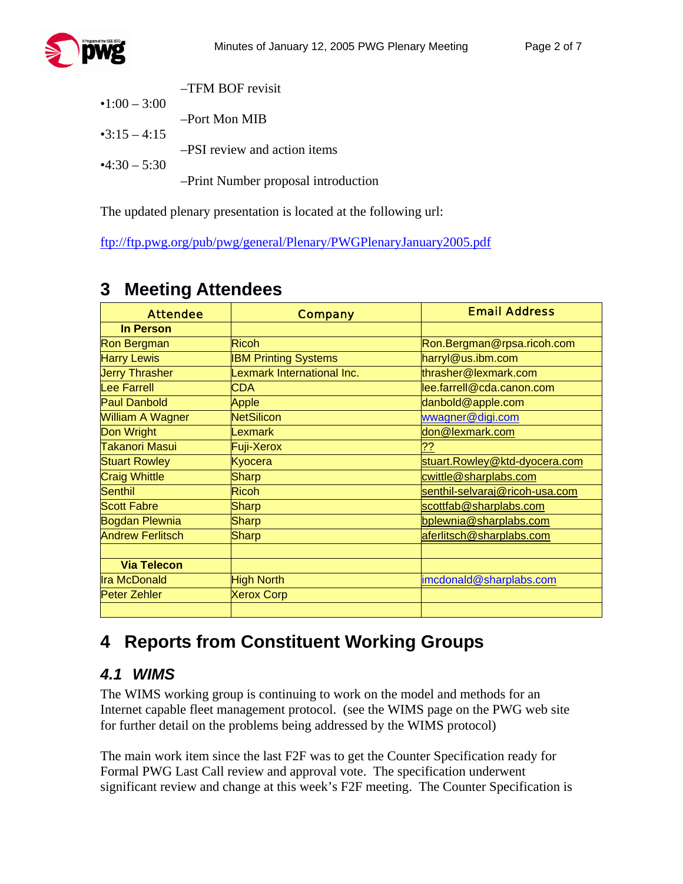–TFM BOF revisit

•1:00 – 3:00

–Port Mon MIB

•3:15 – 4:15

–PSI review and action items

•4:30 – 5:30

–Print Number proposal introduction

The updated plenary presentation is located at the following url:

ftp://ftp.pwg.org/pub/pwg/general/Plenary/PWGPlenaryJanuary2005.pdf

# 3 Meeting Attendees

| Attendee | Company | Email Address |
|---|---|---|
| **In Person** | | |
| Ron Bergman | Ricoh | Ron.Bergman@rpsa.ricoh.com |
| Harry Lewis | IBM Printing Systems | harryl@us.ibm.com |
| Jerry Thrasher | Lexmark International Inc. | thrasher@lexmark.com |
| Lee Farrell | CDA | lee.farrell@cda.canon.com |
| Paul Danbold | Apple | danbold@apple.com |
| William A Wagner | NetSilicon | wwagner@digi.com |
| Don Wright | Lexmark | don@lexmark.com |
| Takanori Masui | Fuji-Xerox | ?? |
| Stuart Rowley | Kyocera | stuart.Rowley@ktd-dyocera.com |
| Craig Whittle | Sharp | cwittle@sharplabs.com |
| Senthil | Ricoh | senthil-selvaraj@ricoh-usa.com |
| Scott Fabre | Sharp | scottfab@sharplabs.com |
| Bogdan Plewnia | Sharp | bplewnia@sharplabs.com |
| Andrew Ferlitsch | Sharp | aferlitsch@sharplabs.com |
| | | |
| **Via Telecon** | | |
| Ira McDonald | High North | imcdonald@sharplabs.com |
| Peter Zehler | Xerox Corp | |
| | | |

# 4 Reports from Constituent Working Groups

## *4.1 WIMS*

The WIMS working group is continuing to work on the model and methods for an Internet capable fleet management protocol. (see the WIMS page on the PWG web site for further detail on the problems being addressed by the WIMS protocol)

The main work item since the last F2F was to get the Counter Specification ready for Formal PWG Last Call review and approval vote. The specification underwent significant review and change at this week's F2F meeting. The Counter Specification is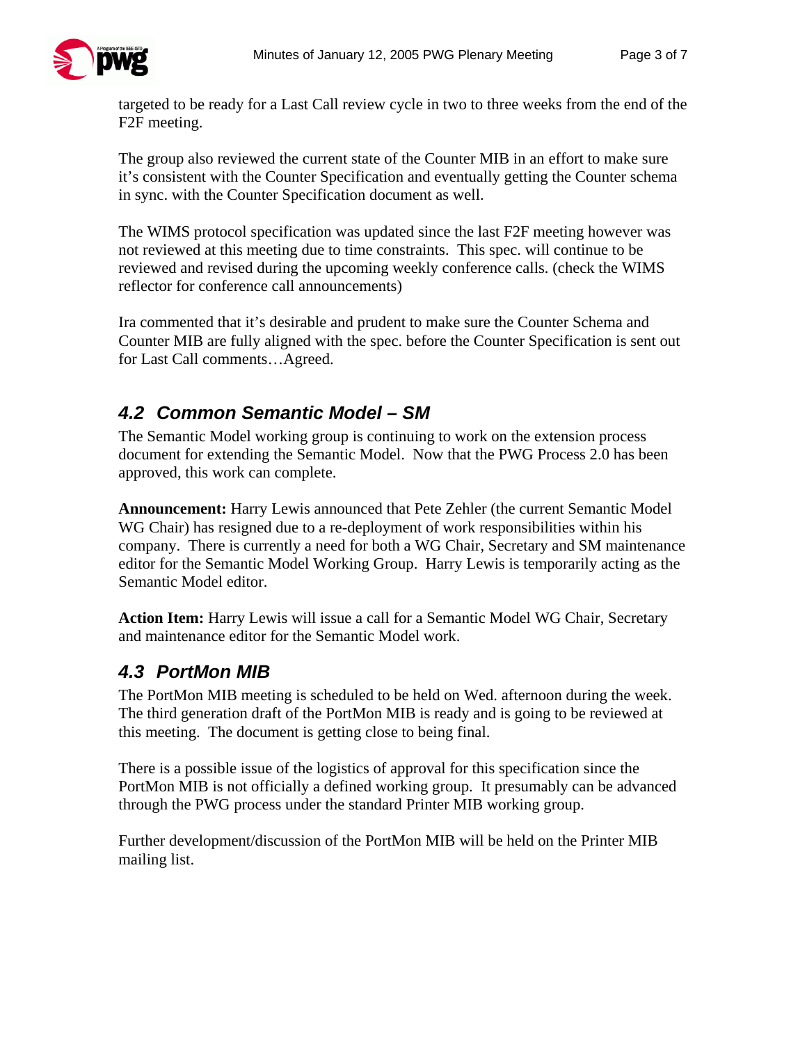targeted to be ready for a Last Call review cycle in two to three weeks from the end of the F2F meeting.

The group also reviewed the current state of the Counter MIB in an effort to make sure it's consistent with the Counter Specification and eventually getting the Counter schema in sync. with the Counter Specification document as well.

The WIMS protocol specification was updated since the last F2F meeting however was not reviewed at this meeting due to time constraints. This spec. will continue to be reviewed and revised during the upcoming weekly conference calls. (check the WIMS reflector for conference call announcements)

Ira commented that it's desirable and prudent to make sure the Counter Schema and Counter MIB are fully aligned with the spec. before the Counter Specification is sent out for Last Call comments…Agreed.

### 4.2 Common Semantic Model – SM

The Semantic Model working group is continuing to work on the extension process document for extending the Semantic Model. Now that the PWG Process 2.0 has been approved, this work can complete.

**Announcement:** Harry Lewis announced that Pete Zehler (the current Semantic Model WG Chair) has resigned due to a re-deployment of work responsibilities within his company. There is currently a need for both a WG Chair, Secretary and SM maintenance editor for the Semantic Model Working Group. Harry Lewis is temporarily acting as the Semantic Model editor.

**Action Item:** Harry Lewis will issue a call for a Semantic Model WG Chair, Secretary and maintenance editor for the Semantic Model work.

### 4.3 PortMon MIB

The PortMon MIB meeting is scheduled to be held on Wed. afternoon during the week. The third generation draft of the PortMon MIB is ready and is going to be reviewed at this meeting. The document is getting close to being final.

There is a possible issue of the logistics of approval for this specification since the PortMon MIB is not officially a defined working group. It presumably can be advanced through the PWG process under the standard Printer MIB working group.

Further development/discussion of the PortMon MIB will be held on the Printer MIB mailing list.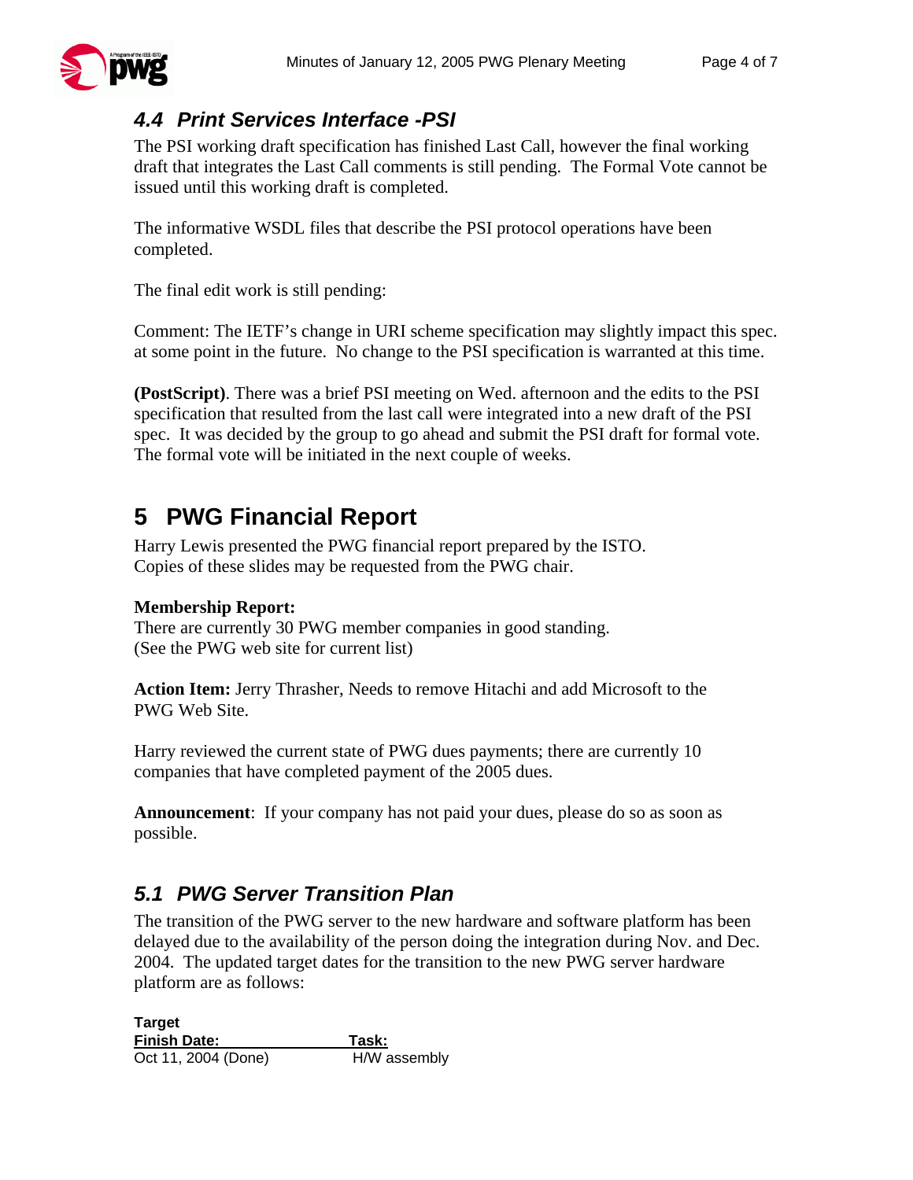### 4.4 Print Services Interface -PSI

The PSI working draft specification has finished Last Call, however the final working draft that integrates the Last Call comments is still pending. The Formal Vote cannot be issued until this working draft is completed.

The informative WSDL files that describe the PSI protocol operations have been completed.

The final edit work is still pending:

Comment: The IETF's change in URI scheme specification may slightly impact this spec. at some point in the future. No change to the PSI specification is warranted at this time.

**(PostScript)**. There was a brief PSI meeting on Wed. afternoon and the edits to the PSI specification that resulted from the last call were integrated into a new draft of the PSI spec. It was decided by the group to go ahead and submit the PSI draft for formal vote. The formal vote will be initiated in the next couple of weeks.

## 5 PWG Financial Report

Harry Lewis presented the PWG financial report prepared by the ISTO. Copies of these slides may be requested from the PWG chair.

**Membership Report:**
There are currently 30 PWG member companies in good standing. (See the PWG web site for current list)

**Action Item:** Jerry Thrasher, Needs to remove Hitachi and add Microsoft to the PWG Web Site.

Harry reviewed the current state of PWG dues payments; there are currently 10 companies that have completed payment of the 2005 dues.

**Announcement**: If your company has not paid your dues, please do so as soon as possible.

### 5.1 PWG Server Transition Plan

The transition of the PWG server to the new hardware and software platform has been delayed due to the availability of the person doing the integration during Nov. and Dec. 2004. The updated target dates for the transition to the new PWG server hardware platform are as follows:

| Target Finish Date: | Task: |
| --- | --- |
| Oct 11, 2004 (Done) | H/W assembly |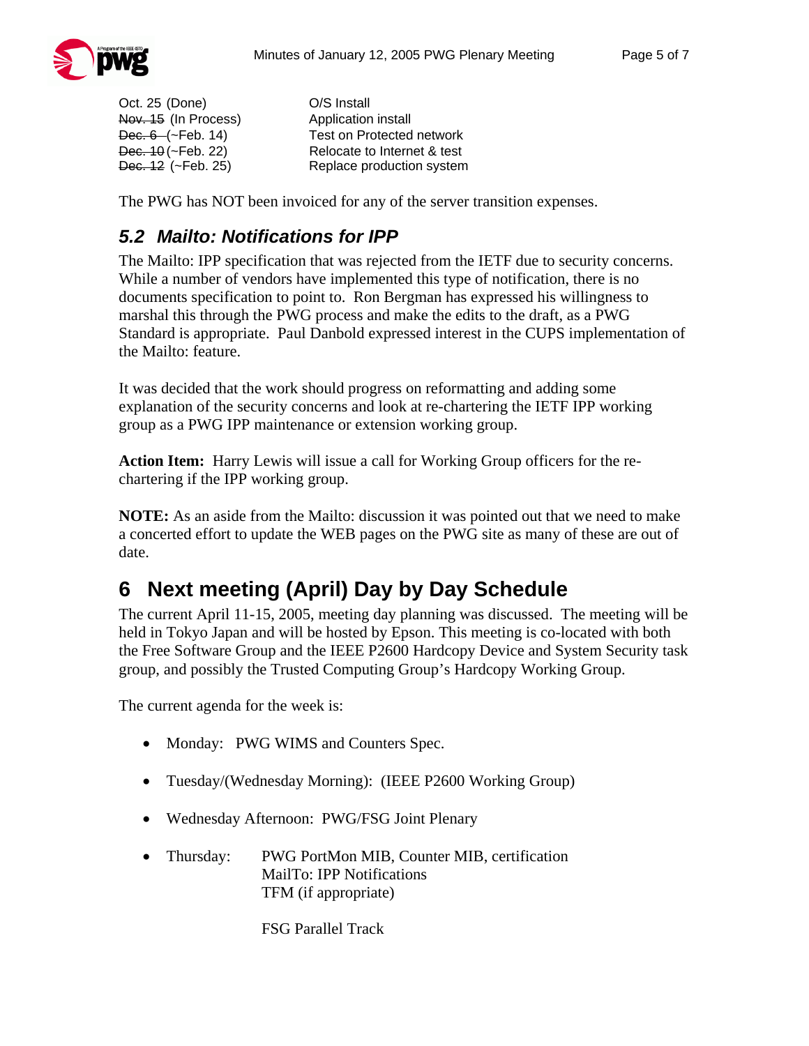| | |
|---|---|
| Oct. 25 (Done) | O/S Install |
| ~~Nov. 15~~ (In Process) | Application install |
| ~~Dec. 6~~ (~Feb. 14) | Test on Protected network |
| ~~Dec. 10~~ (~Feb. 22) | Relocate to Internet & test |
| ~~Dec. 12~~ (~Feb. 25) | Replace production system |

The PWG has NOT been invoiced for any of the server transition expenses.

### *5.2 Mailto: Notifications for IPP*

The Mailto: IPP specification that was rejected from the IETF due to security concerns. While a number of vendors have implemented this type of notification, there is no documents specification to point to. Ron Bergman has expressed his willingness to marshal this through the PWG process and make the edits to the draft, as a PWG Standard is appropriate. Paul Danbold expressed interest in the CUPS implementation of the Mailto: feature.

It was decided that the work should progress on reformatting and adding some explanation of the security concerns and look at re-chartering the IETF IPP working group as a PWG IPP maintenance or extension working group.

**Action Item:** Harry Lewis will issue a call for Working Group officers for the re-chartering if the IPP working group.

**NOTE:** As an aside from the Mailto: discussion it was pointed out that we need to make a concerted effort to update the WEB pages on the PWG site as many of these are out of date.

## 6 Next meeting (April) Day by Day Schedule

The current April 11-15, 2005, meeting day planning was discussed. The meeting will be held in Tokyo Japan and will be hosted by Epson. This meeting is co-located with both the Free Software Group and the IEEE P2600 Hardcopy Device and System Security task group, and possibly the Trusted Computing Group's Hardcopy Working Group.

The current agenda for the week is:

- Monday: PWG WIMS and Counters Spec.
- Tuesday/(Wednesday Morning): (IEEE P2600 Working Group)
- Wednesday Afternoon: PWG/FSG Joint Plenary
- Thursday: PWG PortMon MIB, Counter MIB, certification
  MailTo: IPP Notifications
  TFM (if appropriate)

  FSG Parallel Track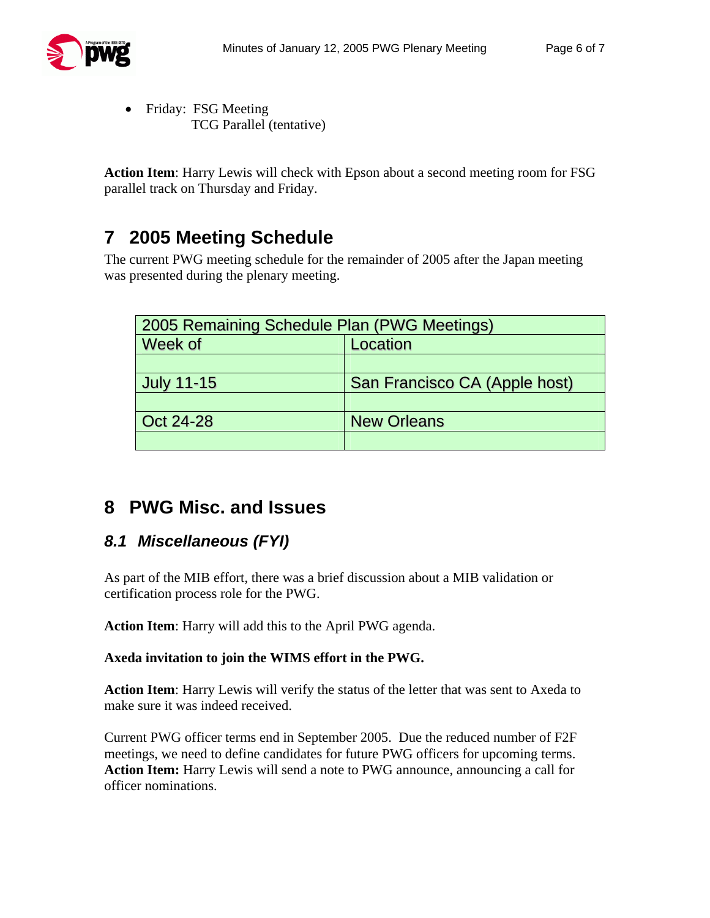- Friday: FSG Meeting
  TCG Parallel (tentative)

**Action Item**: Harry Lewis will check with Epson about a second meeting room for FSG parallel track on Thursday and Friday.

# 7 2005 Meeting Schedule

The current PWG meeting schedule for the remainder of 2005 after the Japan meeting was presented during the plenary meeting.

| 2005 Remaining Schedule Plan (PWG Meetings) | |
|---|---|
| Week of | Location |
| | |
| July 11-15 | San Francisco CA (Apple host) |
| | |
| Oct 24-28 | New Orleans |
| | |

# 8 PWG Misc. and Issues

## *8.1 Miscellaneous (FYI)*

As part of the MIB effort, there was a brief discussion about a MIB validation or certification process role for the PWG.

**Action Item**: Harry will add this to the April PWG agenda.

**Axeda invitation to join the WIMS effort in the PWG.**

**Action Item**: Harry Lewis will verify the status of the letter that was sent to Axeda to make sure it was indeed received.

Current PWG officer terms end in September 2005. Due the reduced number of F2F meetings, we need to define candidates for future PWG officers for upcoming terms. **Action Item:** Harry Lewis will send a note to PWG announce, announcing a call for officer nominations.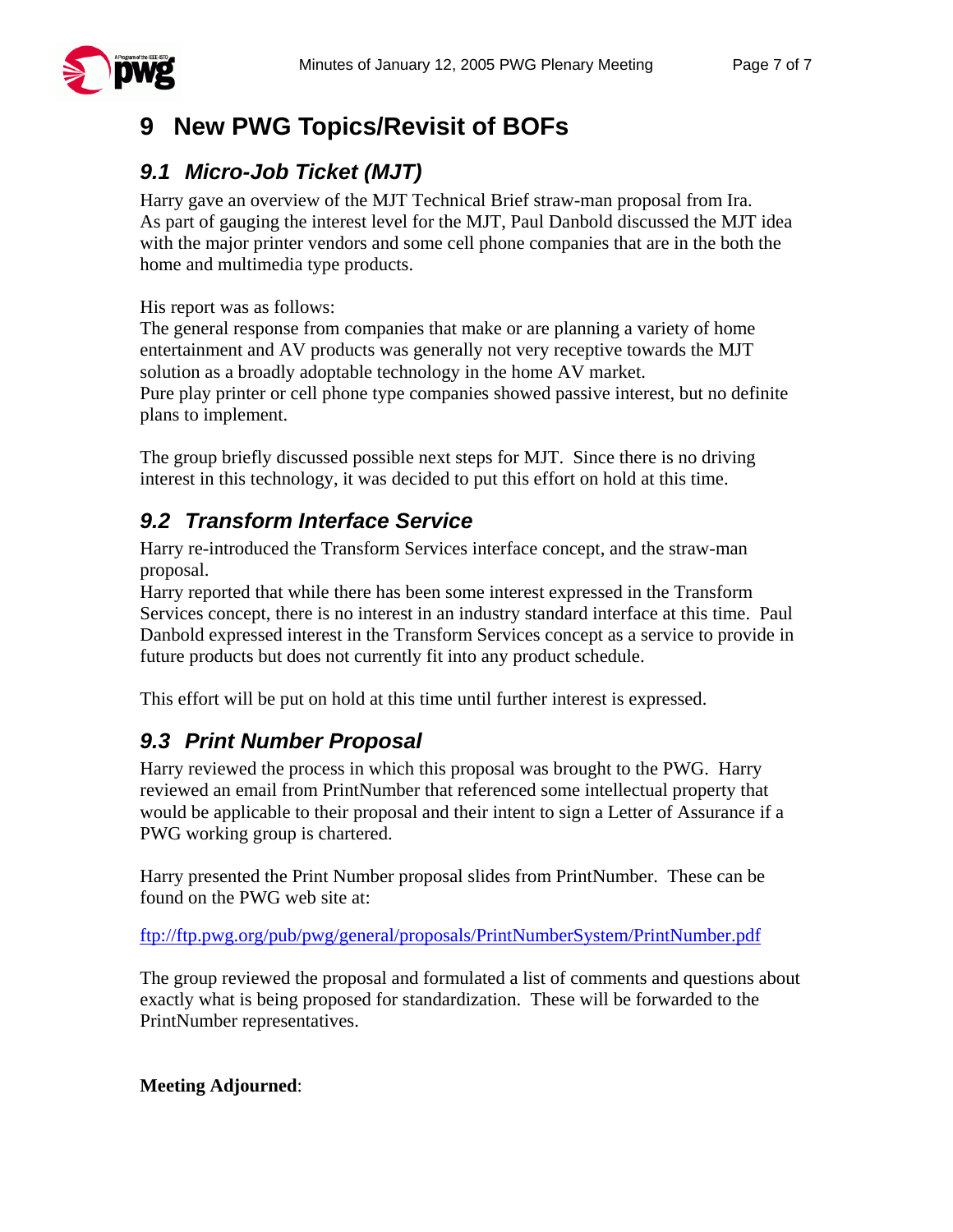# 9 New PWG Topics/Revisit of BOFs

## *9.1 Micro-Job Ticket (MJT)*

Harry gave an overview of the MJT Technical Brief straw-man proposal from Ira. As part of gauging the interest level for the MJT, Paul Danbold discussed the MJT idea with the major printer vendors and some cell phone companies that are in the both the home and multimedia type products.

His report was as follows:
The general response from companies that make or are planning a variety of home entertainment and AV products was generally not very receptive towards the MJT solution as a broadly adoptable technology in the home AV market.
Pure play printer or cell phone type companies showed passive interest, but no definite plans to implement.

The group briefly discussed possible next steps for MJT. Since there is no driving interest in this technology, it was decided to put this effort on hold at this time.

## *9.2 Transform Interface Service*

Harry re-introduced the Transform Services interface concept, and the straw-man proposal.
Harry reported that while there has been some interest expressed in the Transform Services concept, there is no interest in an industry standard interface at this time. Paul Danbold expressed interest in the Transform Services concept as a service to provide in future products but does not currently fit into any product schedule.

This effort will be put on hold at this time until further interest is expressed.

## *9.3 Print Number Proposal*

Harry reviewed the process in which this proposal was brought to the PWG. Harry reviewed an email from PrintNumber that referenced some intellectual property that would be applicable to their proposal and their intent to sign a Letter of Assurance if a PWG working group is chartered.

Harry presented the Print Number proposal slides from PrintNumber. These can be found on the PWG web site at:

ftp://ftp.pwg.org/pub/pwg/general/proposals/PrintNumberSystem/PrintNumber.pdf

The group reviewed the proposal and formulated a list of comments and questions about exactly what is being proposed for standardization. These will be forwarded to the PrintNumber representatives.

**Meeting Adjourned**: